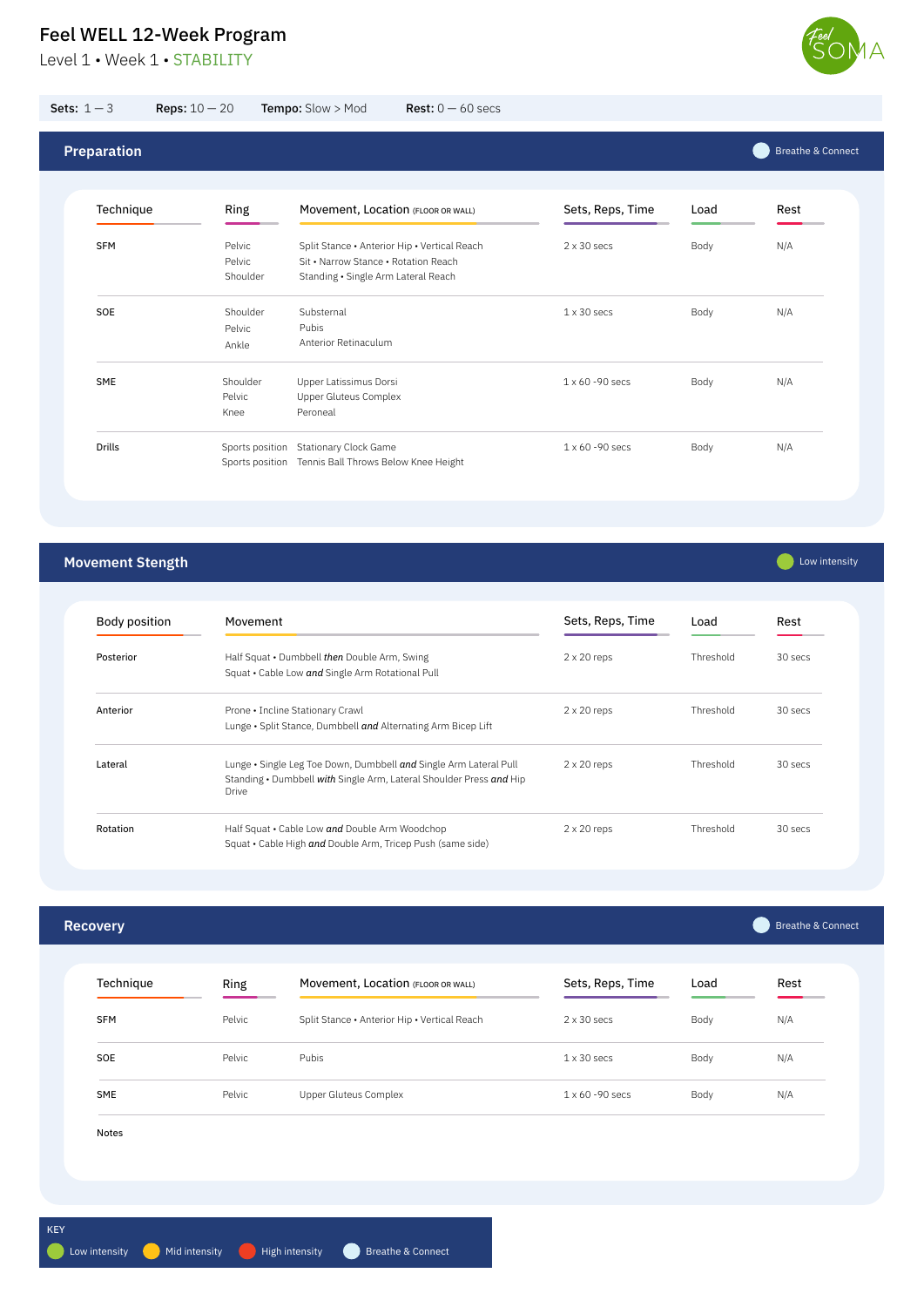# Feel WELL 12-Week Program

Level 1 • Week 1 • STABILITY

**Sets:** 1 — 3 **Reps:** 10 — 20 **Tempo:** Slow > Mod **Rest:** 0 — 60 secs

## Preparation

Breathe & Connect

| Technique | Ring | Movement, Location (FLOOR OR WALL) | Sets, Reps, Time | Load | Rest |
|---|---|---|---|---|---|
| SFM | Pelvic<br>Pelvic<br>Shoulder | Split Stance • Anterior Hip • Vertical Reach<br>Sit • Narrow Stance • Rotation Reach<br>Standing • Single Arm Lateral Reach | 2 x 30 secs | Body | N/A |
| SOE | Shoulder<br>Pelvic<br>Ankle | Substernal<br>Pubis<br>Anterior Retinaculum | 1 x 30 secs | Body | N/A |
| SME | Shoulder<br>Pelvic<br>Knee | Upper Latissimus Dorsi<br>Upper Gluteus Complex<br>Peroneal | 1 x 60 -90 secs | Body | N/A |
| Drills | Sports position<br>Sports position | Stationary Clock Game<br>Tennis Ball Throws Below Knee Height | 1 x 60 -90 secs | Body | N/A |

## Movement Stength

Low intensity

| Body position | Movement | Sets, Reps, Time | Load | Rest |
|---|---|---|---|---|
| Posterior | Half Squat • Dumbbell *then* Double Arm, Swing<br>Squat • Cable Low *and* Single Arm Rotational Pull | 2 x 20 reps | Threshold | 30 secs |
| Anterior | Prone • Incline Stationary Crawl<br>Lunge • Split Stance, Dumbbell *and* Alternating Arm Bicep Lift | 2 x 20 reps | Threshold | 30 secs |
| Lateral | Lunge • Single Leg Toe Down, Dumbbell *and* Single Arm Lateral Pull<br>Standing • Dumbbell *with* Single Arm, Lateral Shoulder Press *and* Hip Drive | 2 x 20 reps | Threshold | 30 secs |
| Rotation | Half Squat • Cable Low *and* Double Arm Woodchop<br>Squat • Cable High *and* Double Arm, Tricep Push (same side) | 2 x 20 reps | Threshold | 30 secs |

## Recovery

Breathe & Connect

| Technique | Ring | Movement, Location (FLOOR OR WALL) | Sets, Reps, Time | Load | Rest |
|---|---|---|---|---|---|
| SFM | Pelvic | Split Stance • Anterior Hip • Vertical Reach | 2 x 30 secs | Body | N/A |
| SOE | Pelvic | Pubis | 1 x 30 secs | Body | N/A |
| SME | Pelvic | Upper Gluteus Complex | 1 x 60 -90 secs | Body | N/A |

Notes

**KEY**

Low intensity • Mid intensity • High intensity • Breathe & Connect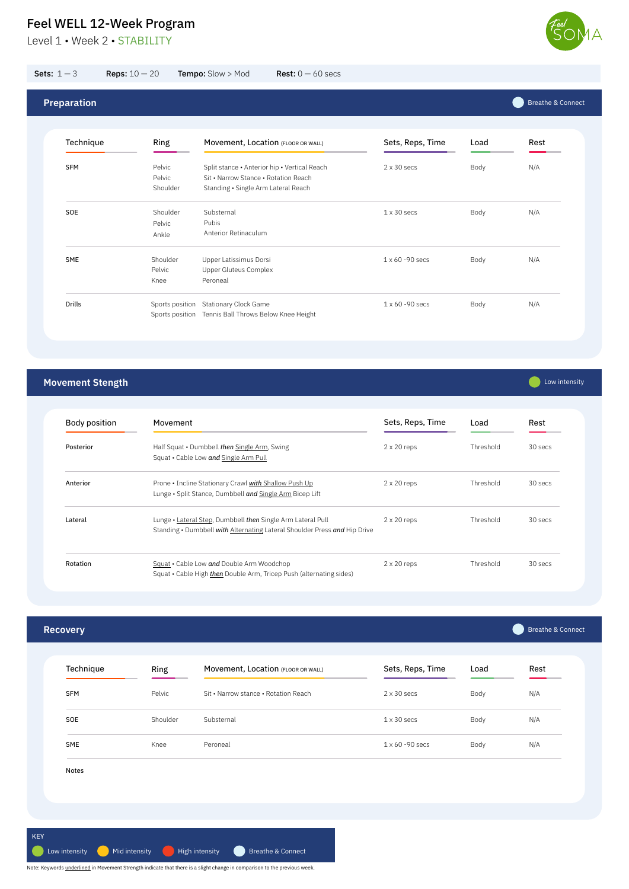# Feel WELL 12-Week Program

Level 1 • Week 2 • STABILITY

**Sets:** 1 — 3 **Reps:** 10 — 20 **Tempo:** Slow > Mod **Rest:** 0 — 60 secs

## Preparation

Breathe & Connect

| Technique | Ring | Movement, Location (FLOOR OR WALL) | Sets, Reps, Time | Load | Rest |
|---|---|---|---|---|---|
| SFM | Pelvic<br>Pelvic<br>Shoulder | Split stance • Anterior hip • Vertical Reach<br>Sit • Narrow Stance • Rotation Reach<br>Standing • Single Arm Lateral Reach | 2 x 30 secs | Body | N/A |
| SOE | Shoulder<br>Pelvic<br>Ankle | Substernal<br>Pubis<br>Anterior Retinaculum | 1 x 30 secs | Body | N/A |
| SME | Shoulder<br>Pelvic<br>Knee | Upper Latissimus Dorsi<br>Upper Gluteus Complex<br>Peroneal | 1 x 60 -90 secs | Body | N/A |
| Drills | Sports position<br>Sports position | Stationary Clock Game<br>Tennis Ball Throws Below Knee Height | 1 x 60 -90 secs | Body | N/A |

## Movement Stength

Low intensity

| Body position | Movement | Sets, Reps, Time | Load | Rest |
|---|---|---|---|---|
| Posterior | Half Squat • Dumbbell ***then*** <u>Single Arm</u>, Swing<br>Squat • Cable Low ***and*** <u>Single Arm Pull</u> | 2 x 20 reps | Threshold | 30 secs |
| Anterior | Prone • Incline Stationary Crawl <u>***with*** Shallow Push Up</u><br>Lunge • Split Stance, Dumbbell ***and*** <u>Single Arm</u> Bicep Lift | 2 x 20 reps | Threshold | 30 secs |
| Lateral | Lunge • <u>Lateral Step</u>, Dumbbell ***then*** Single Arm Lateral Pull<br>Standing • Dumbbell ***with*** <u>Alternating</u> Lateral Shoulder Press ***and*** Hip Drive | 2 x 20 reps | Threshold | 30 secs |
| Rotation | <u>Squat</u> • Cable Low ***and*** Double Arm Woodchop<br>Squat • Cable High <u>***then***</u> Double Arm, Tricep Push (alternating sides) | 2 x 20 reps | Threshold | 30 secs |

## Recovery

Breathe & Connect

| Technique | Ring | Movement, Location (FLOOR OR WALL) | Sets, Reps, Time | Load | Rest |
|---|---|---|---|---|---|
| SFM | Pelvic | Sit • Narrow stance • Rotation Reach | 2 x 30 secs | Body | N/A |
| SOE | Shoulder | Substernal | 1 x 30 secs | Body | N/A |
| SME | Knee | Peroneal | 1 x 60 -90 secs | Body | N/A |

Notes

**KEY**

Low intensity · Mid intensity · High intensity · Breathe & Connect

Note: Keywords <u>underlined</u> in Movement Strength indicate that there is a slight change in comparison to the previous week.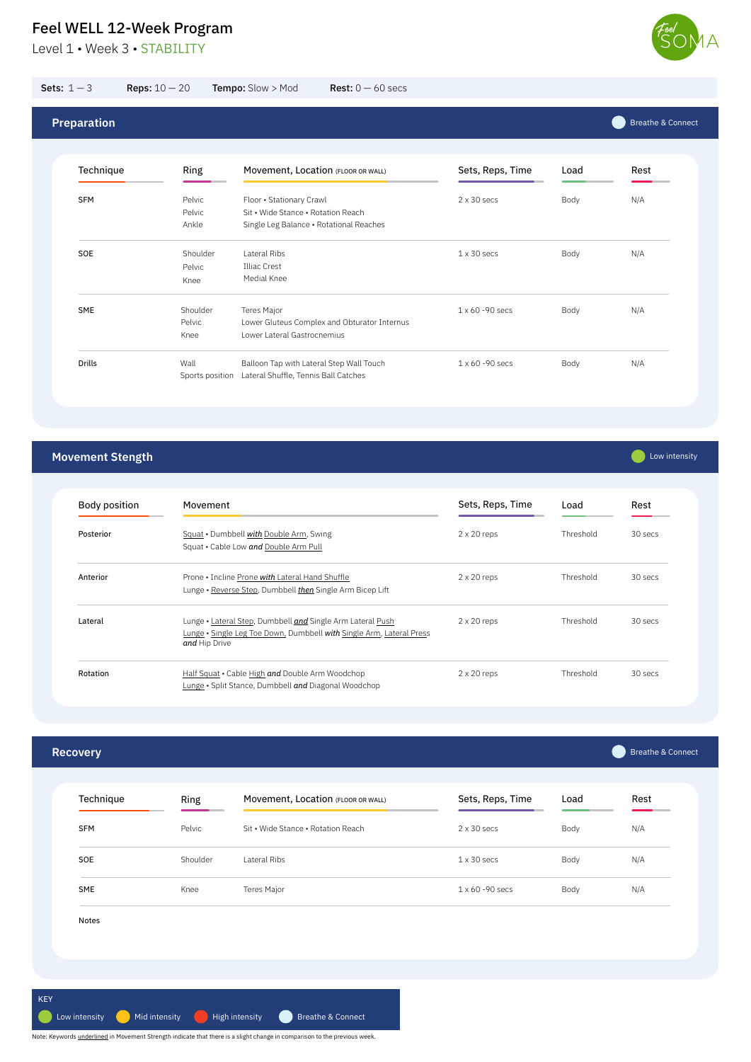# Feel WELL 12-Week Program

Level 1 • Week 3 • STABILITY

**Sets:** 1 — 3 **Reps:** 10 — 20 **Tempo:** Slow > Mod **Rest:** 0 — 60 secs

## Preparation

Breathe & Connect

| Technique | Ring | Movement, Location (FLOOR OR WALL) | Sets, Reps, Time | Load | Rest |
|---|---|---|---|---|---|
| SFM | Pelvic<br>Pelvic<br>Ankle | Floor • Stationary Crawl<br>Sit • Wide Stance • Rotation Reach<br>Single Leg Balance • Rotational Reaches | 2 x 30 secs | Body | N/A |
| SOE | Shoulder<br>Pelvic<br>Knee | Lateral Ribs<br>Illiac Crest<br>Medial Knee | 1 x 30 secs | Body | N/A |
| SME | Shoulder<br>Pelvic<br>Knee | Teres Major<br>Lower Gluteus Complex and Obturator Internus<br>Lower Lateral Gastrocnemius | 1 x 60 -90 secs | Body | N/A |
| Drills | Wall<br>Sports position | Balloon Tap with Lateral Step Wall Touch<br>Lateral Shuffle, Tennis Ball Catches | 1 x 60 -90 secs | Body | N/A |

## Movement Stength

Low intensity

| Body position | Movement | Sets, Reps, Time | Load | Rest |
|---|---|---|---|---|
| Posterior | <u>Squat</u> • Dumbbell ***<u>with</u>*** <u>Double Arm</u>, Swing<br>Squat • Cable Low ***and*** <u>Double Arm Pull</u> | 2 x 20 reps | Threshold | 30 secs |
| Anterior | Prone • Incline <u>Prone</u> ***<u>with</u>*** <u>Lateral Hand Shuffle</u><br>Lunge • <u>Reverse Step</u>, Dumbbell ***<u>then</u>*** Single Arm Bicep Lift | 2 x 20 reps | Threshold | 30 secs |
| Lateral | Lunge • <u>Lateral Step</u>, Dumbbell ***<u>and</u>*** Single Arm Lateral <u>Push</u><br><u>Lunge</u> • <u>Single Leg Toe Down</u>, Dumbbell ***with*** <u>Single Arm</u>, <u>Lateral Press</u> ***and*** Hip Drive | 2 x 20 reps | Threshold | 30 secs |
| Rotation | <u>Half Squat</u> • Cable <u>High</u> ***and*** Double Arm Woodchop<br><u>Lunge</u> • Split Stance, Dumbbell ***and*** Diagonal Woodchop | 2 x 20 reps | Threshold | 30 secs |

## Recovery

Breathe & Connect

| Technique | Ring | Movement, Location (FLOOR OR WALL) | Sets, Reps, Time | Load | Rest |
|---|---|---|---|---|---|
| SFM | Pelvic | Sit • Wide Stance • Rotation Reach | 2 x 30 secs | Body | N/A |
| SOE | Shoulder | Lateral Ribs | 1 x 30 secs | Body | N/A |
| SME | Knee | Teres Major | 1 x 60 -90 secs | Body | N/A |

Notes

**KEY**

Low intensity • Mid intensity • High intensity • Breathe & Connect

Note: Keywords <u>underlined</u> in Movement Strength indicate that there is a slight change in comparison to the previous week.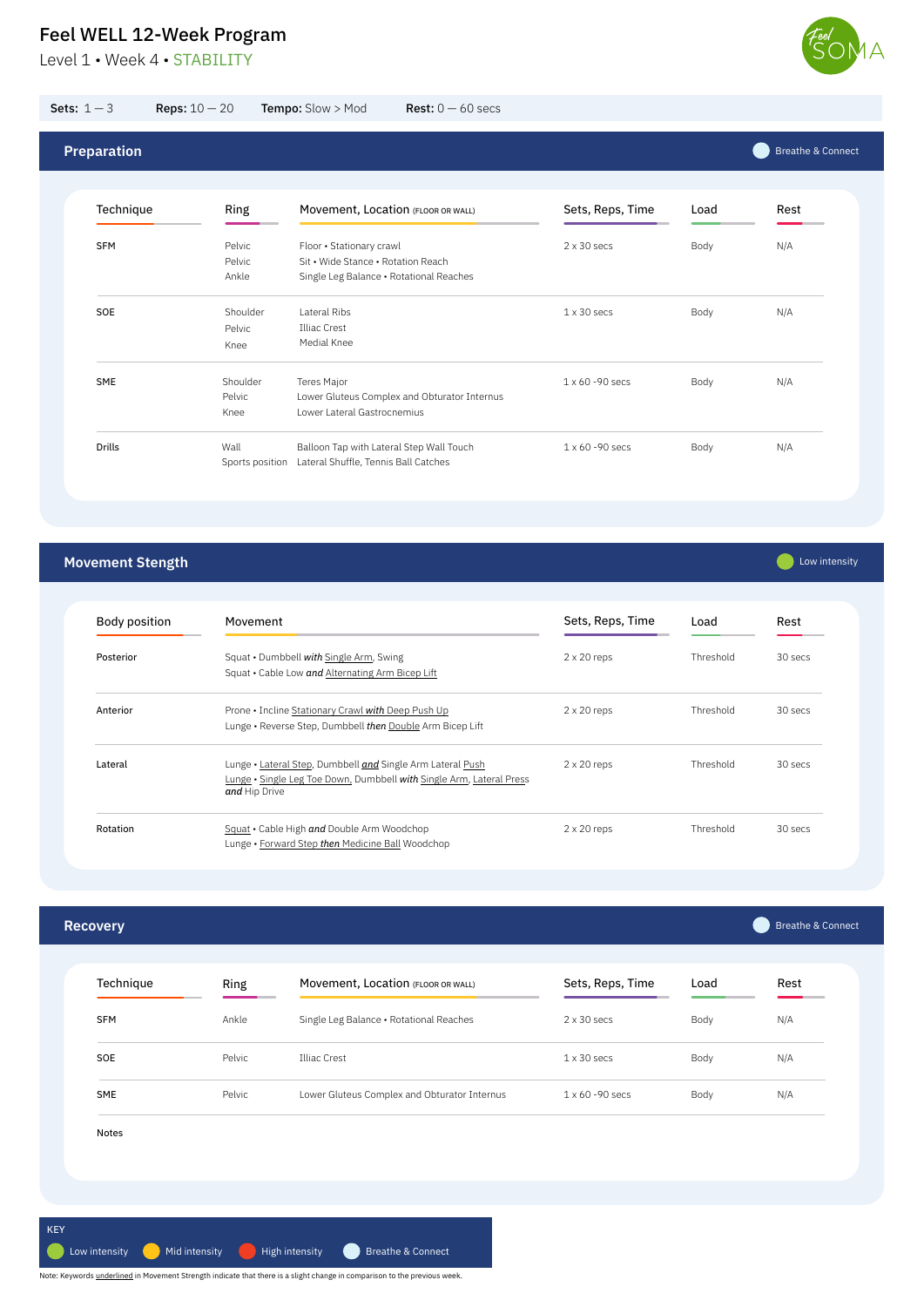# Feel WELL 12-Week Program

Level 1 • Week 4 • STABILITY

**Sets:** 1 — 3 **Reps:** 10 — 20 **Tempo:** Slow > Mod **Rest:** 0 — 60 secs

## Preparation

Breathe & Connect

| Technique | Ring | Movement, Location (FLOOR OR WALL) | Sets, Reps, Time | Load | Rest |
|---|---|---|---|---|---|
| SFM | Pelvic<br>Pelvic<br>Ankle | Floor • Stationary crawl<br>Sit • Wide Stance • Rotation Reach<br>Single Leg Balance • Rotational Reaches | 2 x 30 secs | Body | N/A |
| SOE | Shoulder<br>Pelvic<br>Knee | Lateral Ribs<br>Illiac Crest<br>Medial Knee | 1 x 30 secs | Body | N/A |
| SME | Shoulder<br>Pelvic<br>Knee | Teres Major<br>Lower Gluteus Complex and Obturator Internus<br>Lower Lateral Gastrocnemius | 1 x 60 -90 secs | Body | N/A |
| Drills | Wall<br>Sports position | Balloon Tap with Lateral Step Wall Touch<br>Lateral Shuffle, Tennis Ball Catches | 1 x 60 -90 secs | Body | N/A |

## Movement Stength

Low intensity

| Body position | Movement | Sets, Reps, Time | Load | Rest |
|---|---|---|---|---|
| Posterior | Squat • Dumbbell ***with*** <u>Single Arm</u>, Swing<br>Squat • Cable Low ***and*** <u>Alternating Arm Bicep Lift</u> | 2 x 20 reps | Threshold | 30 secs |
| Anterior | Prone • Incline <u>Stationary Crawl</u> ***<u>with</u>*** <u>Deep Push Up</u><br>Lunge • Reverse Step, Dumbbell ***then*** <u>Double</u> Arm Bicep Lift | 2 x 20 reps | Threshold | 30 secs |
| Lateral | Lunge • <u>Lateral Step</u>, Dumbbell ***<u>and</u>*** Single Arm Lateral <u>Push</u><br><u>Lunge</u> • <u>Single Leg Toe Down,</u> Dumbbell ***with*** <u>Single Arm</u>, <u>Lateral Press</u> ***and*** Hip Drive | 2 x 20 reps | Threshold | 30 secs |
| Rotation | <u>Squat</u> • Cable High ***and*** Double Arm Woodchop<br>Lunge • <u>Forward Step</u> ***<u>then</u>*** <u>Medicine Ball</u> Woodchop | 2 x 20 reps | Threshold | 30 secs |

## Recovery

Breathe & Connect

| Technique | Ring | Movement, Location (FLOOR OR WALL) | Sets, Reps, Time | Load | Rest |
|---|---|---|---|---|---|
| SFM | Ankle | Single Leg Balance • Rotational Reaches | 2 x 30 secs | Body | N/A |
| SOE | Pelvic | Illiac Crest | 1 x 30 secs | Body | N/A |
| SME | Pelvic | Lower Gluteus Complex and Obturator Internus | 1 x 60 -90 secs | Body | N/A |

Notes

**KEY**

Low intensity • Mid intensity • High intensity • Breathe & Connect

Note: Keywords <u>underlined</u> in Movement Strength indicate that there is a slight change in comparison to the previous week.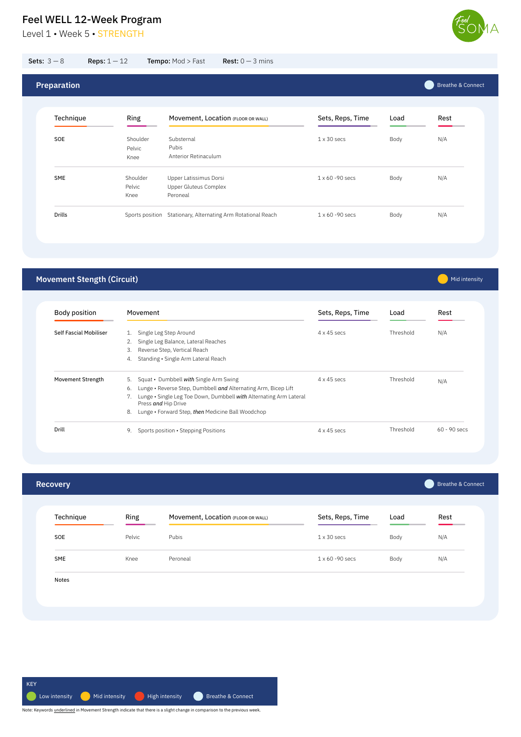# Feel WELL 12-Week Program

Level 1 • Week 5 • STRENGTH

**Sets:** 3 — 8 **Reps:** 1 — 12 **Tempo:** Mod > Fast **Rest:** 0 — 3 mins

## Preparation

Breathe & Connect

| Technique | Ring | Movement, Location (FLOOR OR WALL) | Sets, Reps, Time | Load | Rest |
|---|---|---|---|---|---|
| SOE | Shoulder<br>Pelvic<br>Knee | Substernal<br>Pubis<br>Anterior Retinaculum | 1 x 30 secs | Body | N/A |
| SME | Shoulder<br>Pelvic<br>Knee | Upper Latissimus Dorsi<br>Upper Gluteus Complex<br>Peroneal | 1 x 60 -90 secs | Body | N/A |
| Drills | Sports position | Stationary, Alternating Arm Rotational Reach | 1 x 60 -90 secs | Body | N/A |

## Movement Stength (Circuit)

Mid intensity

| Body position | Movement | Sets, Reps, Time | Load | Rest |
|---|---|---|---|---|
| Self Fascial Mobiliser | 1. Single Leg Step Around<br>2. Single Leg Balance, Lateral Reaches<br>3. Reverse Step, Vertical Reach<br>4. Standing • Single Arm Lateral Reach | 4 x 45 secs | Threshold | N/A |
| Movement Strength | 5. Squat • Dumbbell *with* Single Arm Swing<br>6. Lunge • Reverse Step, Dumbbell *and* Alternating Arm, Bicep Lift<br>7. Lunge • Single Leg Toe Down, Dumbbell *with* Alternating Arm Lateral Press *and* Hip Drive<br>8. Lunge • Forward Step, *then* Medicine Ball Woodchop | 4 x 45 secs | Threshold | N/A |
| Drill | 9. Sports position • Stepping Positions | 4 x 45 secs | Threshold | 60 - 90 secs |

## Recovery

Breathe & Connect

| Technique | Ring | Movement, Location (FLOOR OR WALL) | Sets, Reps, Time | Load | Rest |
|---|---|---|---|---|---|
| SOE | Pelvic | Pubis | 1 x 30 secs | Body | N/A |
| SME | Knee | Peroneal | 1 x 60 -90 secs | Body | N/A |

Notes

**KEY**

Low intensity • Mid intensity • High intensity • Breathe & Connect

Note: Keywords underlined in Movement Strength indicate that there is a slight change in comparison to the previous week.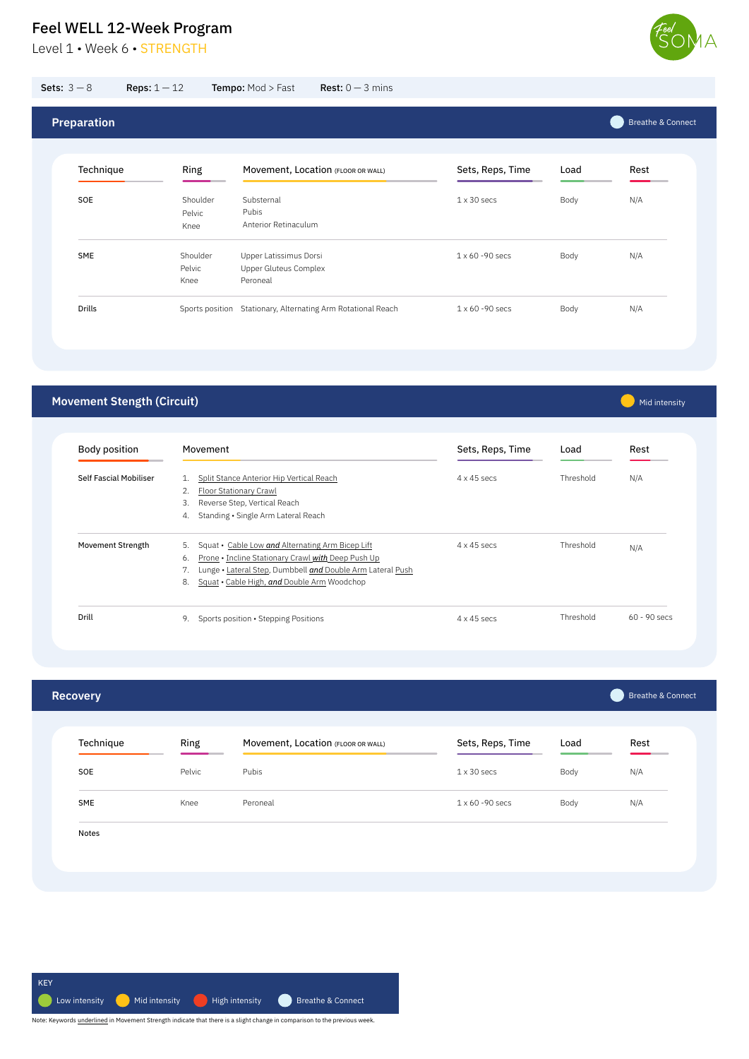# Feel WELL 12-Week Program

Level 1 • Week 6 • STRENGTH

**Sets:** 3 — 8 **Reps:** 1 — 12 **Tempo:** Mod > Fast **Rest:** 0 — 3 mins

## Preparation

Breathe & Connect

| Technique | Ring | Movement, Location (FLOOR OR WALL) | Sets, Reps, Time | Load | Rest |
|---|---|---|---|---|---|
| SOE | Shoulder<br>Pelvic<br>Knee | Substernal<br>Pubis<br>Anterior Retinaculum | 1 x 30 secs | Body | N/A |
| SME | Shoulder<br>Pelvic<br>Knee | Upper Latissimus Dorsi<br>Upper Gluteus Complex<br>Peroneal | 1 x 60 -90 secs | Body | N/A |
| Drills | Sports position | Stationary, Alternating Arm Rotational Reach | 1 x 60 -90 secs | Body | N/A |

## Movement Strength (Circuit)

Mid intensity

| Body position | Movement | Sets, Reps, Time | Load | Rest |
|---|---|---|---|---|
| Self Fascial Mobiliser | 1. <u>Split Stance Anterior Hip Vertical Reach</u><br>2. <u>Floor Stationary Crawl</u><br>3. Reverse Step, Vertical Reach<br>4. Standing • Single Arm Lateral Reach | 4 x 45 secs | Threshold | N/A |
| Movement Strength | 5. Squat • <u>Cable Low *and* Alternating Arm Bicep Lift</u><br>6. <u>Prone</u> • <u>Incline Stationary Crawl *with* Deep Push Up</u><br>7. Lunge • <u>Lateral Step</u>, Dumbbell <u>*and* Double Arm</u> Lateral <u>Push</u><br>8. <u>Squat</u> • <u>Cable High, *and* Double Arm</u> Woodchop | 4 x 45 secs | Threshold | N/A |
| Drill | 9. Sports position • Stepping Positions | 4 x 45 secs | Threshold | 60 - 90 secs |

## Recovery

Breathe & Connect

| Technique | Ring | Movement, Location (FLOOR OR WALL) | Sets, Reps, Time | Load | Rest |
|---|---|---|---|---|---|
| SOE | Pelvic | Pubis | 1 x 30 secs | Body | N/A |
| SME | Knee | Peroneal | 1 x 60 -90 secs | Body | N/A |

Notes

KEY: Low intensity, Mid intensity, High intensity, Breathe & Connect

Note: Keywords <u>underlined</u> in Movement Strength indicate that there is a slight change in comparison to the previous week.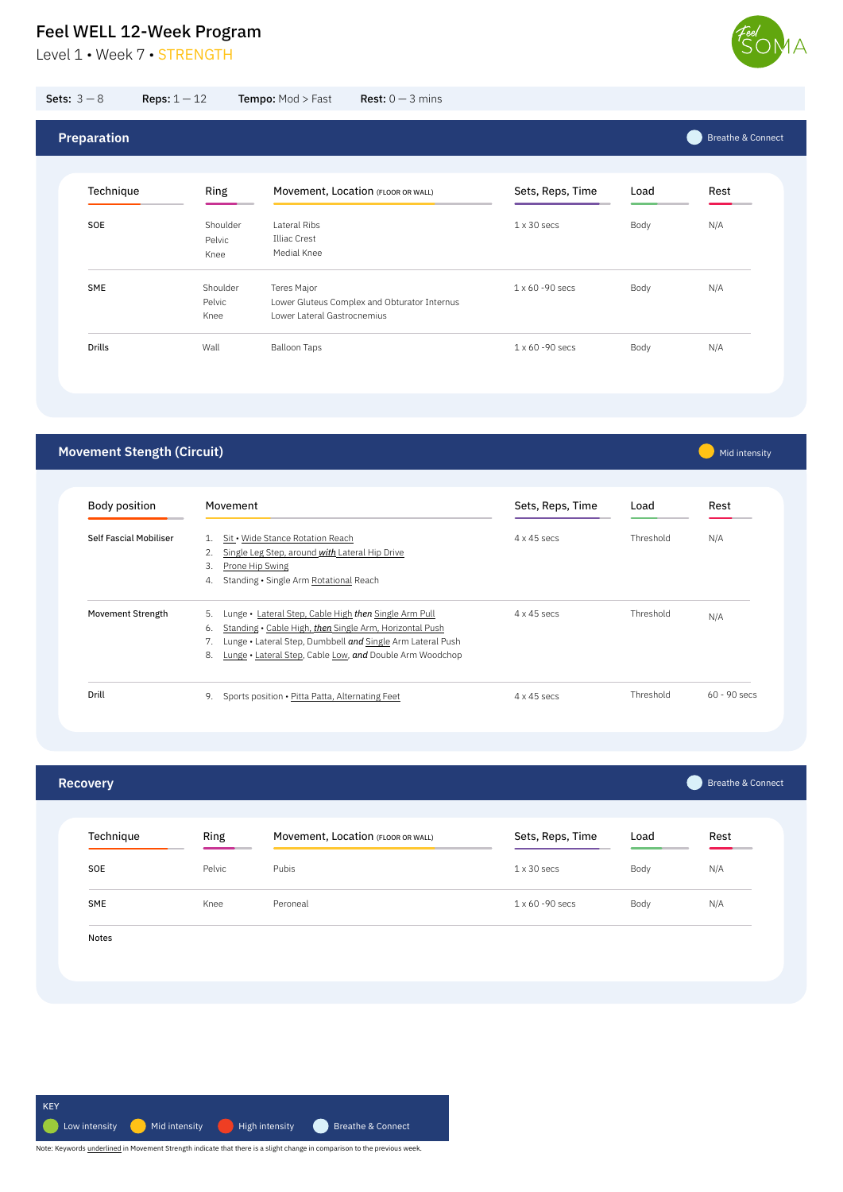# Feel WELL 12-Week Program

Level 1 • Week 7 • STRENGTH

**Sets:** 3 — 8 **Reps:** 1 — 12 **Tempo:** Mod > Fast **Rest:** 0 — 3 mins

## Preparation

Breathe & Connect

| Technique | Ring | Movement, Location (FLOOR OR WALL) | Sets, Reps, Time | Load | Rest |
|---|---|---|---|---|---|
| SOE | Shoulder<br>Pelvic<br>Knee | Lateral Ribs<br>Illiac Crest<br>Medial Knee | 1 x 30 secs | Body | N/A |
| SME | Shoulder<br>Pelvic<br>Knee | Teres Major<br>Lower Gluteus Complex and Obturator Internus<br>Lower Lateral Gastrocnemius | 1 x 60 -90 secs | Body | N/A |
| Drills | Wall | Balloon Taps | 1 x 60 -90 secs | Body | N/A |

## Movement Stength (Circuit)

Mid intensity

| Body position | Movement | Sets, Reps, Time | Load | Rest |
|---|---|---|---|---|
| Self Fascial Mobiliser | 1. Sit • Wide Stance Rotation Reach<br>2. Single Leg Step, around *with* Lateral Hip Drive<br>3. Prone Hip Swing<br>4. Standing • Single Arm Rotational Reach | 4 x 45 secs | Threshold | N/A |
| Movement Strength | 5. Lunge • Lateral Step, Cable High *then* Single Arm Pull<br>6. Standing • Cable High, *then* Single Arm, Horizontal Push<br>7. Lunge • Lateral Step, Dumbbell *and* Single Arm Lateral Push<br>8. Lunge • Lateral Step, Cable Low, *and* Double Arm Woodchop | 4 x 45 secs | Threshold | N/A |
| Drill | 9. Sports position • Pitta Patta, Alternating Feet | 4 x 45 secs | Threshold | 60 - 90 secs |

## Recovery

Breathe & Connect

| Technique | Ring | Movement, Location (FLOOR OR WALL) | Sets, Reps, Time | Load | Rest |
|---|---|---|---|---|---|
| SOE | Pelvic | Pubis | 1 x 30 secs | Body | N/A |
| SME | Knee | Peroneal | 1 x 60 -90 secs | Body | N/A |

Notes

KEY

Low intensity · Mid intensity · High intensity · Breathe & Connect

Note: Keywords underlined in Movement Strength indicate that there is a slight change in comparison to the previous week.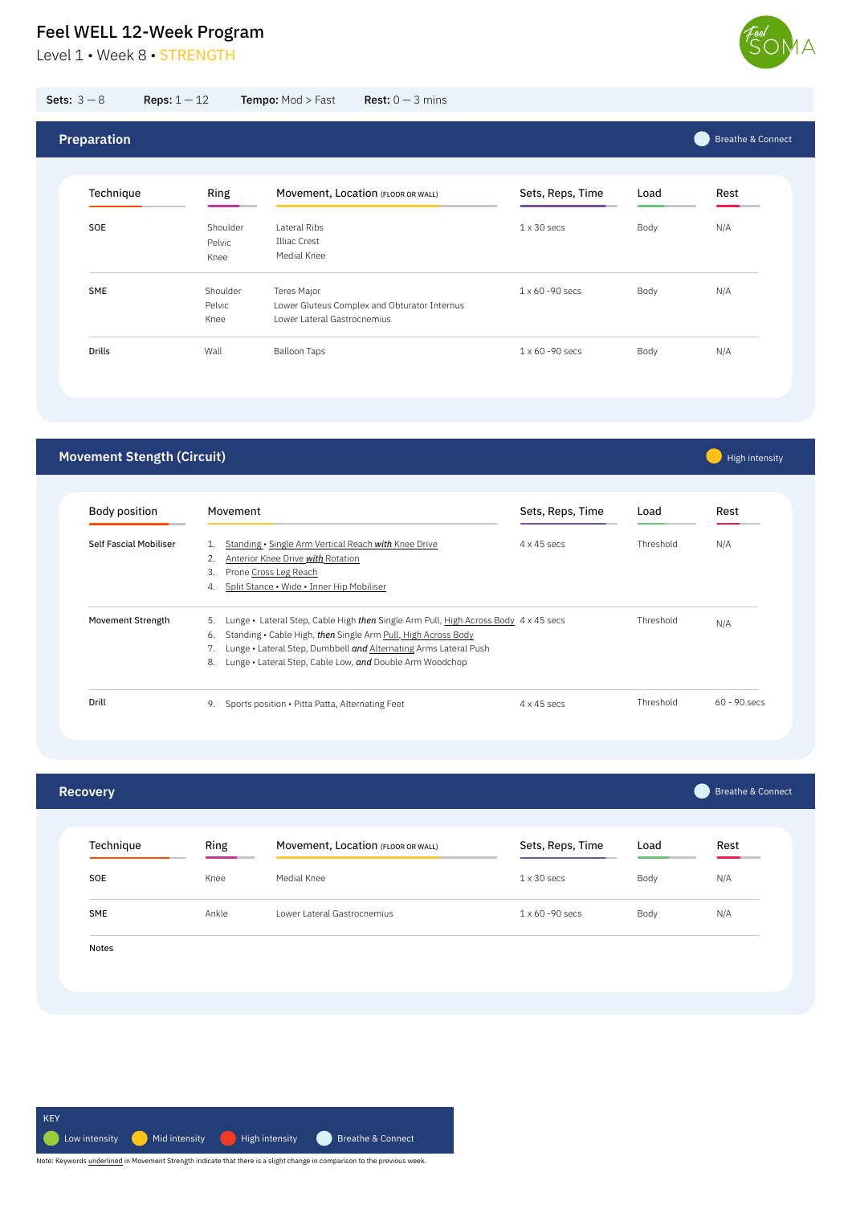# Feel WELL 12-Week Program

Level 1 • Week 8 • STRENGTH

**Sets:** 3 — 8 **Reps:** 1 — 12 **Tempo:** Mod > Fast **Rest:** 0 — 3 mins

## Preparation

Breathe & Connect

| Technique | Ring | Movement, Location (FLOOR OR WALL) | Sets, Reps, Time | Load | Rest |
|---|---|---|---|---|---|
| SOE | Shoulder<br>Pelvic<br>Knee | Lateral Ribs<br>Illiac Crest<br>Medial Knee | 1 x 30 secs | Body | N/A |
| SME | Shoulder<br>Pelvic<br>Knee | Teres Major<br>Lower Gluteus Complex and Obturator Internus<br>Lower Lateral Gastrocnemius | 1 x 60 -90 secs | Body | N/A |
| Drills | Wall | Balloon Taps | 1 x 60 -90 secs | Body | N/A |

## Movement Strength (Circuit)

High intensity

| Body position | Movement | Sets, Reps, Time | Load | Rest |
|---|---|---|---|---|
| Self Fascial Mobiliser | 1. Standing • Single Arm Vertical Reach *with* Knee Drive<br>2. Anterior Knee Drive *with* Rotation<br>3. Prone Cross Leg Reach<br>4. Split Stance • Wide • Inner Hip Mobiliser | 4 x 45 secs | Threshold | N/A |
| Movement Strength | 5. Lunge • Lateral Step, Cable High *then* Single Arm Pull, High Across Body<br>6. Standing • Cable High, *then* Single Arm Pull, High Across Body<br>7. Lunge • Lateral Step, Dumbbell *and* Alternating Arms Lateral Push<br>8. Lunge • Lateral Step, Cable Low, *and* Double Arm Woodchop | 4 x 45 secs | Threshold | N/A |
| Drill | 9. Sports position • Pitta Patta, Alternating Feet | 4 x 45 secs | Threshold | 60 - 90 secs |

## Recovery

Breathe & Connect

| Technique | Ring | Movement, Location (FLOOR OR WALL) | Sets, Reps, Time | Load | Rest |
|---|---|---|---|---|---|
| SOE | Knee | Medial Knee | 1 x 30 secs | Body | N/A |
| SME | Ankle | Lower Lateral Gastrocnemius | 1 x 60 -90 secs | Body | N/A |

Notes

KEY: Low intensity • Mid intensity • High intensity • Breathe & Connect

Note: Keywords underlined in Movement Strength indicate that there is a slight change in comparison to the previous week.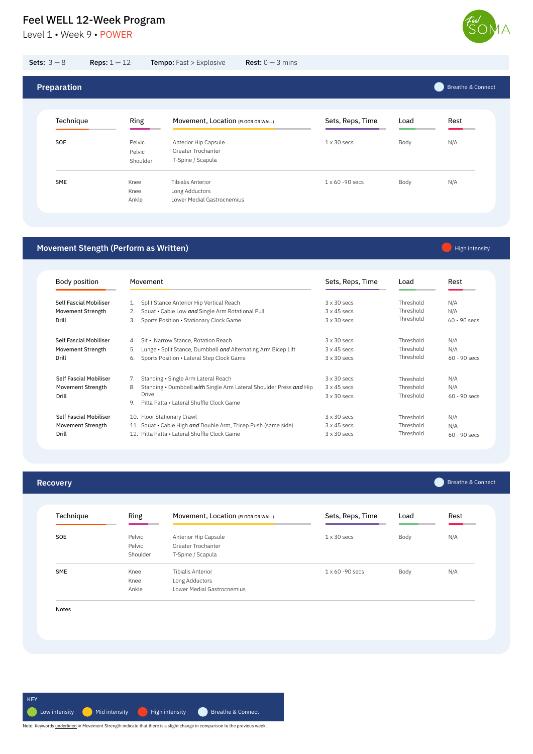# Feel WELL 12-Week Program

Level 1 • Week 9 • POWER

**Sets:** 3 — 8 **Reps:** 1 — 12 **Tempo:** Fast > Explosive **Rest:** 0 — 3 mins

## Preparation

Breathe & Connect

| Technique | Ring | Movement, Location (FLOOR OR WALL) | Sets, Reps, Time | Load | Rest |
|---|---|---|---|---|---|
| SOE | Pelvic<br>Pelvic<br>Shoulder | Anterior Hip Capsule<br>Greater Trochanter<br>T-Spine / Scapula | 1 x 30 secs | Body | N/A |
| SME | Knee<br>Knee<br>Ankle | Tibialis Anterior<br>Long Adductors<br>Lower Medial Gastrocnemius | 1 x 60 -90 secs | Body | N/A |

## Movement Stength (Perform as Written)

High intensity

| Body position | Movement | Sets, Reps, Time | Load | Rest |
|---|---|---|---|---|
| Self Fascial Mobiliser<br>Movement Strength<br>Drill | 1. Split Stance Anterior Hip Vertical Reach<br>2. Squat • Cable Low ***and*** Single Arm Rotational Pull<br>3. Sports Position • Stationary Clock Game | 3 x 30 secs<br>3 x 45 secs<br>3 x 30 secs | Threshold<br>Threshold<br>Threshold | N/A<br>N/A<br>60 - 90 secs |
| Self Fascial Mobiliser<br>Movement Strength<br>Drill | 4. Sit • Narrow Stance, Rotation Reach<br>5. Lunge • Split Stance, Dumbbell ***and*** Alternating Arm Bicep Lift<br>6. Sports Position • Lateral Step Clock Game | 3 x 30 secs<br>3 x 45 secs<br>3 x 30 secs | Threshold<br>Threshold<br>Threshold | N/A<br>N/A<br>60 - 90 secs |
| Self Fascial Mobiliser<br>Movement Strength<br>Drill | 7. Standing • Single Arm Lateral Reach<br>8. Standing • Dumbbell ***with*** Single Arm Lateral Shoulder Press ***and*** Hip Drive<br>9. Pitta Patta • Lateral Shuffle Clock Game | 3 x 30 secs<br>3 x 45 secs<br>3 x 30 secs | Threshold<br>Threshold<br>Threshold | N/A<br>N/A<br>60 - 90 secs |
| Self Fascial Mobiliser<br>Movement Strength<br>Drill | 10. Floor Stationary Crawl<br>11. Squat • Cable High ***and*** Double Arm, Tricep Push (same side)<br>12. Pitta Patta • Lateral Shuffle Clock Game | 3 x 30 secs<br>3 x 45 secs<br>3 x 30 secs | Threshold<br>Threshold<br>Threshold | N/A<br>N/A<br>60 - 90 secs |

## Recovery

Breathe & Connect

| Technique | Ring | Movement, Location (FLOOR OR WALL) | Sets, Reps, Time | Load | Rest |
|---|---|---|---|---|---|
| SOE | Pelvic<br>Pelvic<br>Shoulder | Anterior Hip Capsule<br>Greater Trochanter<br>T-Spine / Scapula | 1 x 30 secs | Body | N/A |
| SME | Knee<br>Knee<br>Ankle | Tibialis Anterior<br>Long Adductors<br>Lower Medial Gastrocnemius | 1 x 60 -90 secs | Body | N/A |

Notes

**KEY**

Low intensity • Mid intensity • High intensity • Breathe & Connect

Note: Keywords underlined in Movement Strength indicate that there is a slight change in comparison to the previous week.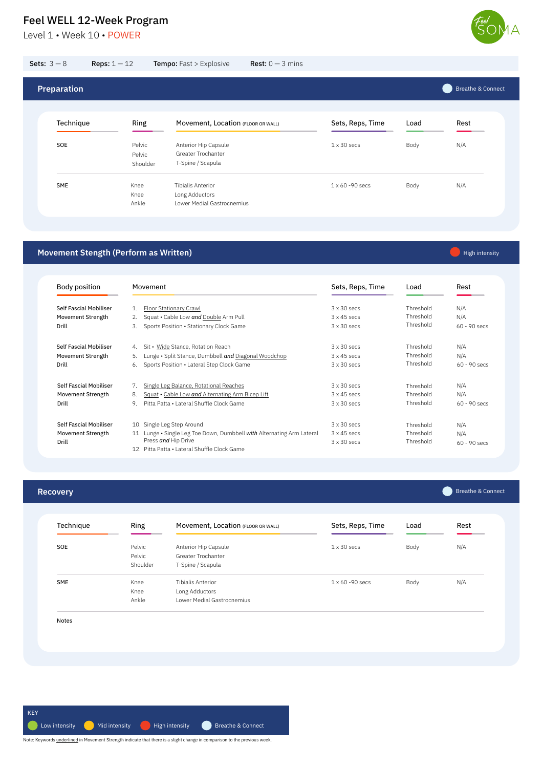# Feel WELL 12-Week Program

Level 1 • Week 10 • POWER

**Sets:** 3 — 8 **Reps:** 1 — 12 **Tempo:** Fast > Explosive **Rest:** 0 — 3 mins

## Preparation

Breathe & Connect

| Technique | Ring | Movement, Location (FLOOR OR WALL) | Sets, Reps, Time | Load | Rest |
|---|---|---|---|---|---|
| SOE | Pelvic<br>Pelvic<br>Shoulder | Anterior Hip Capsule<br>Greater Trochanter<br>T-Spine / Scapula | 1 x 30 secs | Body | N/A |
| SME | Knee<br>Knee<br>Ankle | Tibialis Anterior<br>Long Adductors<br>Lower Medial Gastrocnemius | 1 x 60 -90 secs | Body | N/A |

## Movement Stength (Perform as Written)

High intensity

| Body position | Movement | Sets, Reps, Time | Load | Rest |
|---|---|---|---|---|
| Self Fascial Mobiliser | 1. Floor Stationary Crawl | 3 x 30 secs | Threshold | N/A |
| Movement Strength | 2. Squat • Cable Low *and* Double Arm Pull | 3 x 45 secs | Threshold | N/A |
| Drill | 3. Sports Position • Stationary Clock Game | 3 x 30 secs | Threshold | 60 - 90 secs |
| Self Fascial Mobiliser | 4. Sit • Wide Stance, Rotation Reach | 3 x 30 secs | Threshold | N/A |
| Movement Strength | 5. Lunge • Split Stance, Dumbbell *and* Diagonal Woodchop | 3 x 45 secs | Threshold | N/A |
| Drill | 6. Sports Position • Lateral Step Clock Game | 3 x 30 secs | Threshold | 60 - 90 secs |
| Self Fascial Mobiliser | 7. Single Leg Balance, Rotational Reaches | 3 x 30 secs | Threshold | N/A |
| Movement Strength | 8. Squat • Cable Low *and* Alternating Arm Bicep Lift | 3 x 45 secs | Threshold | N/A |
| Drill | 9. Pitta Patta • Lateral Shuffle Clock Game | 3 x 30 secs | Threshold | 60 - 90 secs |
| Self Fascial Mobiliser | 10. Single Leg Step Around | 3 x 30 secs | Threshold | N/A |
| Movement Strength | 11. Lunge • Single Leg Toe Down, Dumbbell *with* Alternating Arm Lateral Press *and* Hip Drive | 3 x 45 secs | Threshold | N/A |
| Drill | 12. Pitta Patta • Lateral Shuffle Clock Game | 3 x 30 secs | Threshold | 60 - 90 secs |

## Recovery

Breathe & Connect

| Technique | Ring | Movement, Location (FLOOR OR WALL) | Sets, Reps, Time | Load | Rest |
|---|---|---|---|---|---|
| SOE | Pelvic<br>Pelvic<br>Shoulder | Anterior Hip Capsule<br>Greater Trochanter<br>T-Spine / Scapula | 1 x 30 secs | Body | N/A |
| SME | Knee<br>Knee<br>Ankle | Tibialis Anterior<br>Long Adductors<br>Lower Medial Gastrocnemius | 1 x 60 -90 secs | Body | N/A |

Notes

KEY

Low intensity • Mid intensity • High intensity • Breathe & Connect

Note: Keywords underlined in Movement Strength indicate that there is a slight change in comparison to the previous week.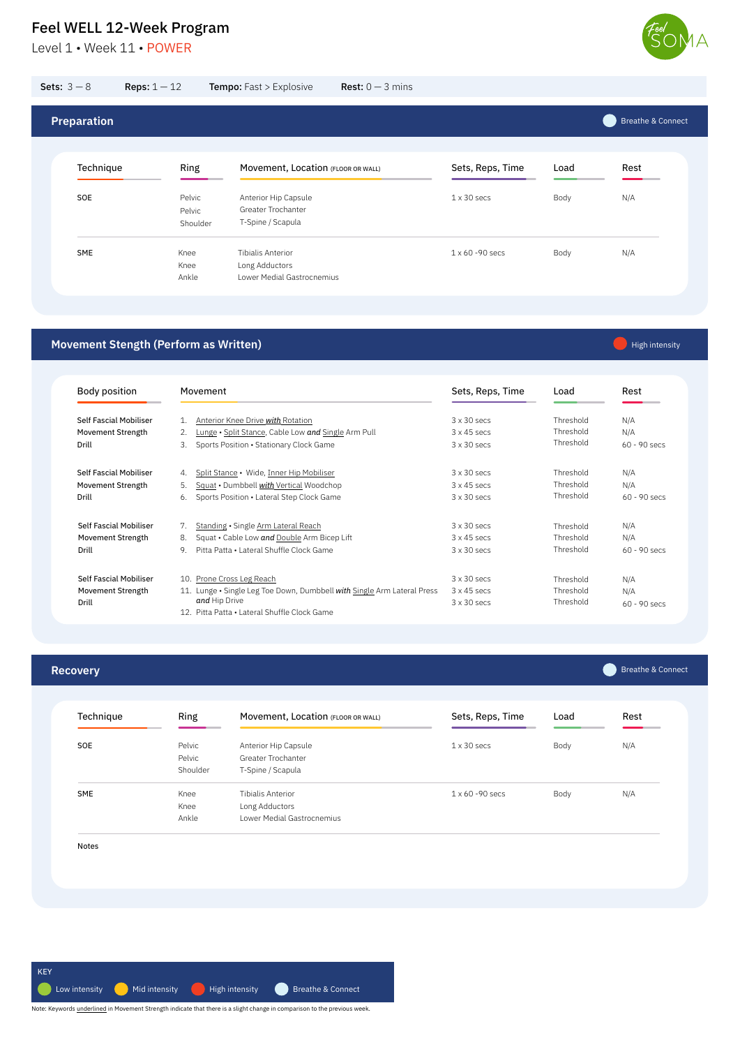# Feel WELL 12-Week Program

Level 1 • Week 11 • POWER

**Sets:** 3 — 8 **Reps:** 1 — 12 **Tempo:** Fast > Explosive **Rest:** 0 — 3 mins

## Preparation

Breathe & Connect

| Technique | Ring | Movement, Location (FLOOR OR WALL) | Sets, Reps, Time | Load | Rest |
|---|---|---|---|---|---|
| SOE | Pelvic<br>Pelvic<br>Shoulder | Anterior Hip Capsule<br>Greater Trochanter<br>T-Spine / Scapula | 1 x 30 secs | Body | N/A |
| SME | Knee<br>Knee<br>Ankle | Tibialis Anterior<br>Long Adductors<br>Lower Medial Gastrocnemius | 1 x 60 -90 secs | Body | N/A |

## Movement Stength (Perform as Written)

High intensity

| Body position | Movement | Sets, Reps, Time | Load | Rest |
|---|---|---|---|---|
| Self Fascial Mobiliser<br>Movement Strength<br>Drill | 1. <u>Anterior Knee Drive *with* Rotation</u><br>2. <u>Lunge</u> • <u>Split Stance</u>, Cable Low ***and*** <u>Single</u> Arm Pull<br>3. Sports Position • Stationary Clock Game | 3 x 30 secs<br>3 x 45 secs<br>3 x 30 secs | Threshold<br>Threshold<br>Threshold | N/A<br>N/A<br>60 - 90 secs |
| Self Fascial Mobiliser<br>Movement Strength<br>Drill | 4. <u>Split Stance</u> • Wide, <u>Inner Hip Mobiliser</u><br>5. <u>Squat</u> • Dumbbell <u>***with*** Vertical</u> Woodchop<br>6. Sports Position • Lateral Step Clock Game | 3 x 30 secs<br>3 x 45 secs<br>3 x 30 secs | Threshold<br>Threshold<br>Threshold | N/A<br>N/A<br>60 - 90 secs |
| Self Fascial Mobiliser<br>Movement Strength<br>Drill | 7. <u>Standing</u> • Single <u>Arm Lateral Reach</u><br>8. Squat • Cable Low ***and*** <u>Double</u> Arm Bicep Lift<br>9. Pitta Patta • Lateral Shuffle Clock Game | 3 x 30 secs<br>3 x 45 secs<br>3 x 30 secs | Threshold<br>Threshold<br>Threshold | N/A<br>N/A<br>60 - 90 secs |
| Self Fascial Mobiliser<br>Movement Strength<br>Drill | 10. <u>Prone Cross Leg Reach</u><br>11. Lunge • Single Leg Toe Down, Dumbbell ***with*** <u>Single</u> Arm Lateral Press ***and*** Hip Drive<br>12. Pitta Patta • Lateral Shuffle Clock Game | 3 x 30 secs<br>3 x 45 secs<br>3 x 30 secs | Threshold<br>Threshold<br>Threshold | N/A<br>N/A<br>60 - 90 secs |

## Recovery

Breathe & Connect

| Technique | Ring | Movement, Location (FLOOR OR WALL) | Sets, Reps, Time | Load | Rest |
|---|---|---|---|---|---|
| SOE | Pelvic<br>Pelvic<br>Shoulder | Anterior Hip Capsule<br>Greater Trochanter<br>T-Spine / Scapula | 1 x 30 secs | Body | N/A |
| SME | Knee<br>Knee<br>Ankle | Tibialis Anterior<br>Long Adductors<br>Lower Medial Gastrocnemius | 1 x 60 -90 secs | Body | N/A |

Notes

KEY

Low intensity • Mid intensity • High intensity • Breathe & Connect

Note: Keywords <u>underlined</u> in Movement Strength indicate that there is a slight change in comparison to the previous week.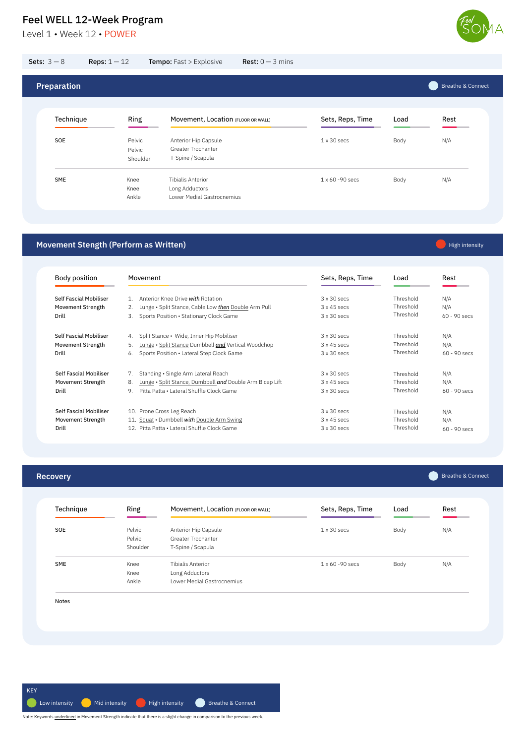# Feel WELL 12-Week Program

Level 1 • Week 12 • POWER

**Sets:** 3 — 8 **Reps:** 1 — 12 **Tempo:** Fast > Explosive **Rest:** 0 — 3 mins

## Preparation

Breathe & Connect

| Technique | Ring | Movement, Location (FLOOR OR WALL) | Sets, Reps, Time | Load | Rest |
|---|---|---|---|---|---|
| SOE | Pelvic<br>Pelvic<br>Shoulder | Anterior Hip Capsule<br>Greater Trochanter<br>T-Spine / Scapula | 1 x 30 secs | Body | N/A |
| SME | Knee<br>Knee<br>Ankle | Tibialis Anterior<br>Long Adductors<br>Lower Medial Gastrocnemius | 1 x 60 -90 secs | Body | N/A |

## Movement Stength (Perform as Written)

High intensity

| Body position | Movement | Sets, Reps, Time | Load | Rest |
|---|---|---|---|---|
| Self Fascial Mobiliser | 1. Anterior Knee Drive *with* Rotation | 3 x 30 secs | Threshold | N/A |
| Movement Strength | 2. Lunge • Split Stance, Cable Low ***then*** Double Arm Pull | 3 x 45 secs | Threshold | N/A |
| Drill | 3. Sports Position • Stationary Clock Game | 3 x 30 secs | Threshold | 60 - 90 secs |
| Self Fascial Mobiliser | 4. Split Stance • Wide, Inner Hip Mobiliser | 3 x 30 secs | Threshold | N/A |
| Movement Strength | 5. Lunge • Split Stance Dumbbell ***and*** Vertical Woodchop | 3 x 45 secs | Threshold | N/A |
| Drill | 6. Sports Position • Lateral Step Clock Game | 3 x 30 secs | Threshold | 60 - 90 secs |
| Self Fascial Mobiliser | 7. Standing • Single Arm Lateral Reach | 3 x 30 secs | Threshold | N/A |
| Movement Strength | 8. Lunge • Split Stance, Dumbbell ***and*** Double Arm Bicep Lift | 3 x 45 secs | Threshold | N/A |
| Drill | 9. Pitta Patta • Lateral Shuffle Clock Game | 3 x 30 secs | Threshold | 60 - 90 secs |
| Self Fascial Mobiliser | 10. Prone Cross Leg Reach | 3 x 30 secs | Threshold | N/A |
| Movement Strength | 11. Squat • Dumbbell ***with*** Double Arm Swing | 3 x 45 secs | Threshold | N/A |
| Drill | 12. Pitta Patta • Lateral Shuffle Clock Game | 3 x 30 secs | Threshold | 60 - 90 secs |

## Recovery

Breathe & Connect

| Technique | Ring | Movement, Location (FLOOR OR WALL) | Sets, Reps, Time | Load | Rest |
|---|---|---|---|---|---|
| SOE | Pelvic<br>Pelvic<br>Shoulder | Anterior Hip Capsule<br>Greater Trochanter<br>T-Spine / Scapula | 1 x 30 secs | Body | N/A |
| SME | Knee<br>Knee<br>Ankle | Tibialis Anterior<br>Long Adductors<br>Lower Medial Gastrocnemius | 1 x 60 -90 secs | Body | N/A |

Notes

KEY

Low intensity • Mid intensity • High intensity • Breathe & Connect

Note: Keywords underlined in Movement Strength indicate that there is a slight change in comparison to the previous week.